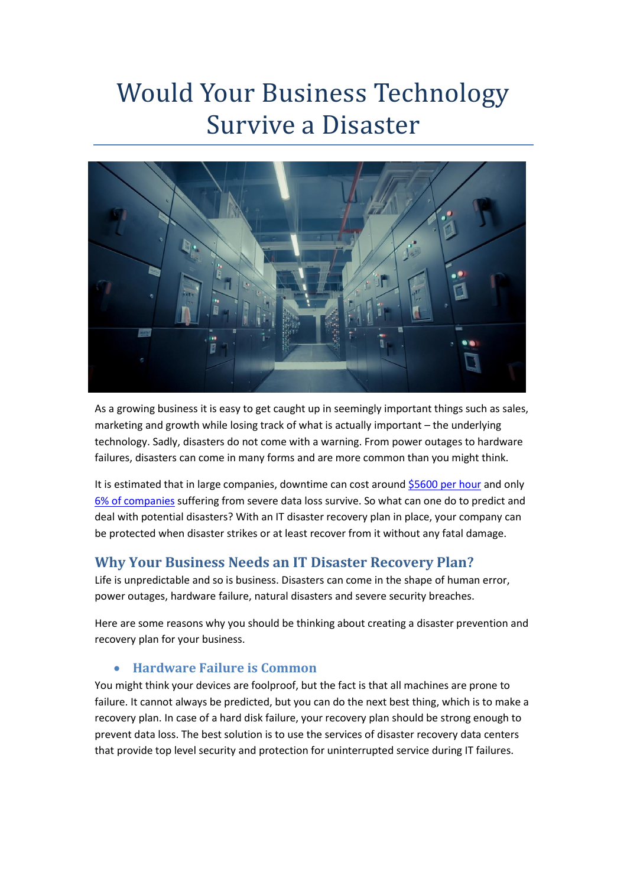# Would Your Business Technology Survive a Disaster

As a growing business it is easy to get caught up in seemingly important things such as sales, marketing and growth while losing track of what is actually important – the underlying technology. Sadly, disasters do not come with a warning. From power outages to hardware failures, disasters can come in many forms and are more common than you might think.

It is estimated that in large companies, downtime can cost around [$5600 per hour]() and only [6% of companies]() suffering from severe data loss survive. So what can one do to predict and deal with potential disasters? With an IT disaster recovery plan in place, your company can be protected when disaster strikes or at least recover from it without any fatal damage.

## Why Your Business Needs an IT Disaster Recovery Plan?

Life is unpredictable and so is business. Disasters can come in the shape of human error, power outages, hardware failure, natural disasters and severe security breaches.

Here are some reasons why you should be thinking about creating a disaster prevention and recovery plan for your business.

- ### Hardware Failure is Common

You might think your devices are foolproof, but the fact is that all machines are prone to failure. It cannot always be predicted, but you can do the next best thing, which is to make a recovery plan. In case of a hard disk failure, your recovery plan should be strong enough to prevent data loss. The best solution is to use the services of disaster recovery data centers that provide top level security and protection for uninterrupted service during IT failures.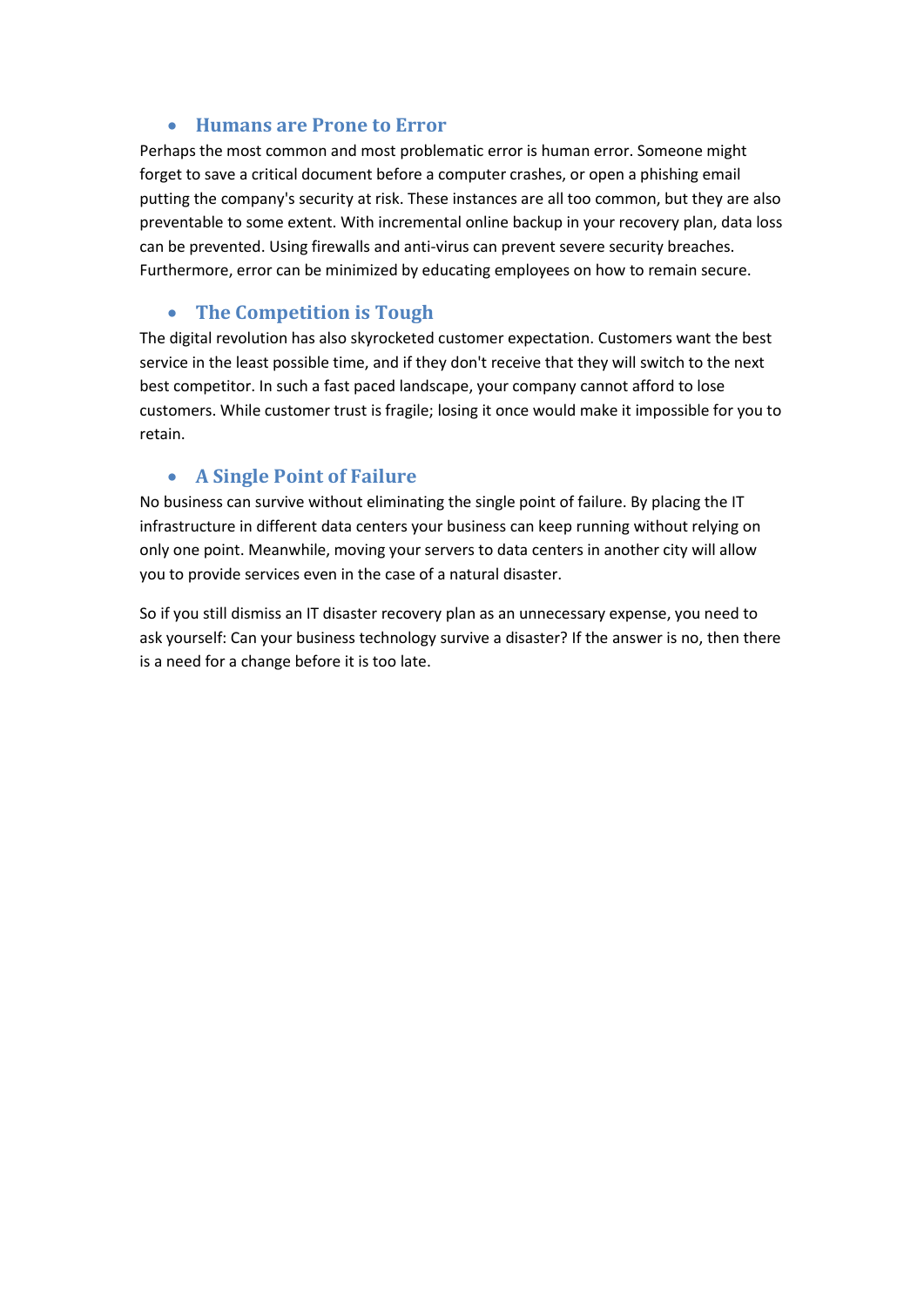- ## Humans are Prone to Error

Perhaps the most common and most problematic error is human error. Someone might forget to save a critical document before a computer crashes, or open a phishing email putting the company's security at risk. These instances are all too common, but they are also preventable to some extent. With incremental online backup in your recovery plan, data loss can be prevented. Using firewalls and anti-virus can prevent severe security breaches. Furthermore, error can be minimized by educating employees on how to remain secure.

- ## The Competition is Tough

The digital revolution has also skyrocketed customer expectation. Customers want the best service in the least possible time, and if they don't receive that they will switch to the next best competitor. In such a fast paced landscape, your company cannot afford to lose customers. While customer trust is fragile; losing it once would make it impossible for you to retain.

- ## A Single Point of Failure

No business can survive without eliminating the single point of failure. By placing the IT infrastructure in different data centers your business can keep running without relying on only one point. Meanwhile, moving your servers to data centers in another city will allow you to provide services even in the case of a natural disaster.

So if you still dismiss an IT disaster recovery plan as an unnecessary expense, you need to ask yourself: Can your business technology survive a disaster? If the answer is no, then there is a need for a change before it is too late.